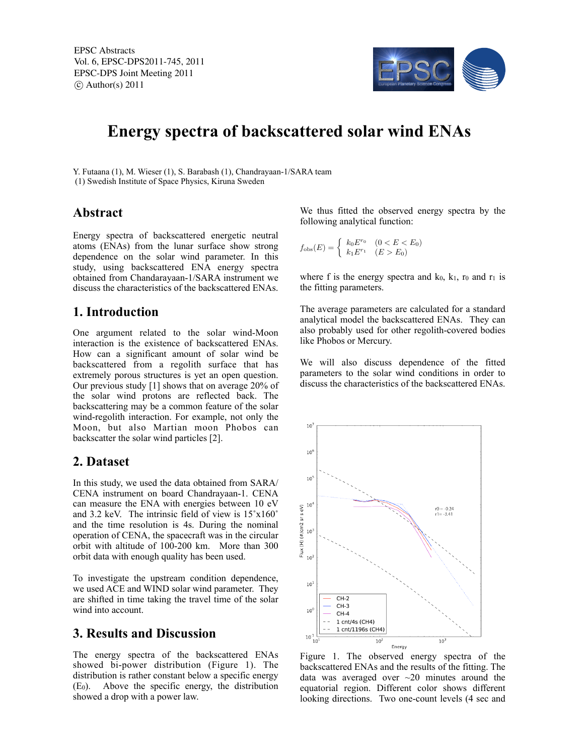# Energy spectra of backscattered solar wind ENAs

Y. Futaana (1), M. Wieser (1), S. Barabash (1), Chandrayaan-1/SARA team
(1) Swedish Institute of Space Physics, Kiruna Sweden

## Abstract

Energy spectra of backscattered energetic neutral atoms (ENAs) from the lunar surface show strong dependence on the solar wind parameter. In this study, using backscattered ENA energy spectra obtained from Chandarayaan-1/SARA instrument we discuss the characteristics of the backscattered ENAs.

## 1. Introduction

One argument related to the solar wind-Moon interaction is the existence of backscattered ENAs. How can a significant amount of solar wind be backscattered from a regolith surface that has extremely porous structures is yet an open question. Our previous study [1] shows that on average 20% of the solar wind protons are reflected back. The backscattering may be a common feature of the solar wind-regolith interaction. For example, not only the Moon, but also Martian moon Phobos can backscatter the solar wind particles [2].

## 2. Dataset

In this study, we used the data obtained from SARA/CENA instrument on board Chandrayaan-1. CENA can measure the ENA with energies between 10 eV and 3.2 keV. The intrinsic field of view is 15˚x160˚ and the time resolution is 4s. During the nominal operation of CENA, the spacecraft was in the circular orbit with altitude of 100-200 km. More than 300 orbit data with enough quality has been used.

To investigate the upstream condition dependence, we used ACE and WIND solar wind parameter. They are shifted in time taking the travel time of the solar wind into account.

## 3. Results and Discussion

The energy spectra of the backscattered ENAs showed bi-power distribution (Figure 1). The distribution is rather constant below a specific energy ($E_0$). Above the specific energy, the distribution showed a drop with a power law.

We thus fitted the observed energy spectra by the following analytical function:

$$f_{\mathrm{obs}}(E) = \begin{cases} k_0 E^{r_0} & (0 < E < E_0) \\ k_1 E^{r_1} & (E > E_0) \end{cases}$$

where f is the energy spectra and $k_0$, $k_1$, $r_0$ and $r_1$ is the fitting parameters.

The average parameters are calculated for a standard analytical model the backscattered ENAs. They can also probably used for other regolith-covered bodies like Phobos or Mercury.

We will also discuss dependence of the fitted parameters to the solar wind conditions in order to discuss the characteristics of the backscattered ENAs.

Figure 1. The observed energy spectra of the backscattered ENAs and the results of the fitting. The data was averaged over ~20 minutes around the equatorial region. Different color shows different looking directions. Two one-count levels (4 sec and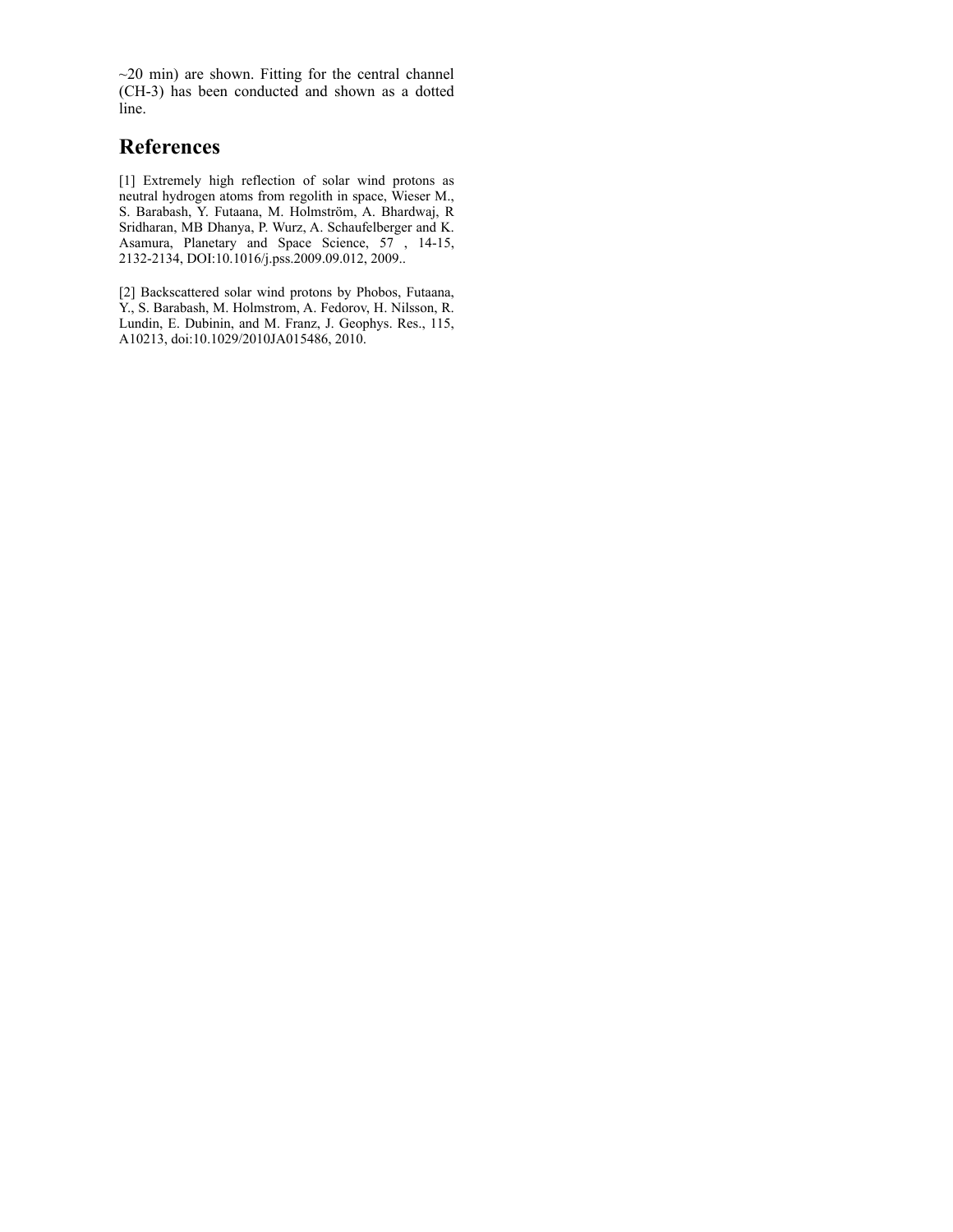~20 min) are shown. Fitting for the central channel (CH-3) has been conducted and shown as a dotted line.

## References

[1] Extremely high reflection of solar wind protons as neutral hydrogen atoms from regolith in space, Wieser M., S. Barabash, Y. Futaana, M. Holmström, A. Bhardwaj, R Sridharan, MB Dhanya, P. Wurz, A. Schaufelberger and K. Asamura, Planetary and Space Science, 57 , 14-15, 2132-2134, DOI:10.1016/j.pss.2009.09.012, 2009..

[2] Backscattered solar wind protons by Phobos, Futaana, Y., S. Barabash, M. Holmstrom, A. Fedorov, H. Nilsson, R. Lundin, E. Dubinin, and M. Franz, J. Geophys. Res., 115, A10213, doi:10.1029/2010JA015486, 2010.